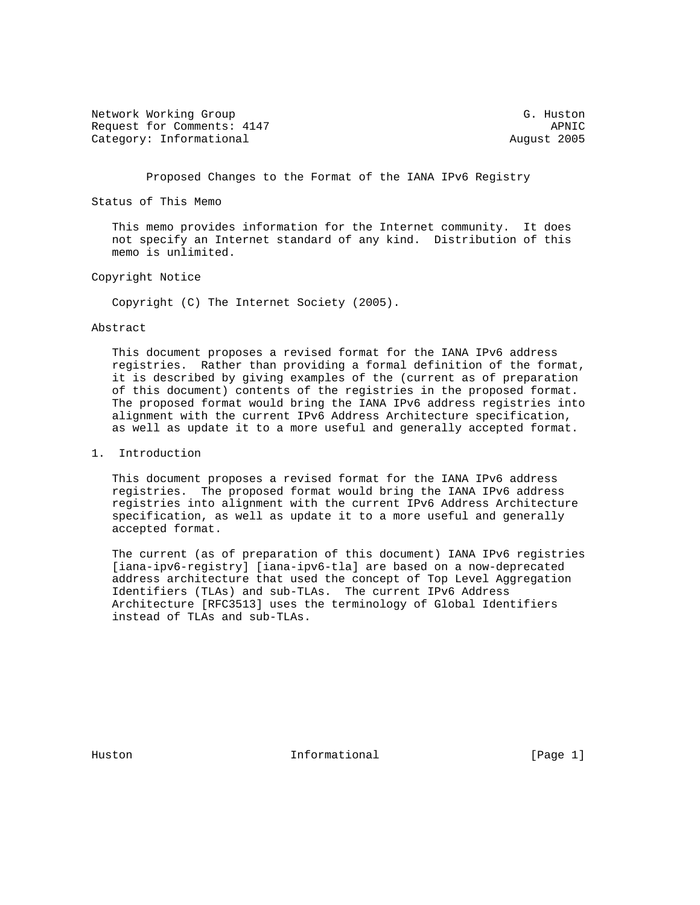Network Working Group G. Huston
Request for Comments: 4147 APNIC
Category: Informational August 2005

# Proposed Changes to the Format of the IANA IPv6 Registry

## Status of This Memo

This memo provides information for the Internet community. It does not specify an Internet standard of any kind. Distribution of this memo is unlimited.

## Copyright Notice

Copyright (C) The Internet Society (2005).

## Abstract

This document proposes a revised format for the IANA IPv6 address registries. Rather than providing a formal definition of the format, it is described by giving examples of the (current as of preparation of this document) contents of the registries in the proposed format. The proposed format would bring the IANA IPv6 address registries into alignment with the current IPv6 Address Architecture specification, as well as update it to a more useful and generally accepted format.

## 1. Introduction

This document proposes a revised format for the IANA IPv6 address registries. The proposed format would bring the IANA IPv6 address registries into alignment with the current IPv6 Address Architecture specification, as well as update it to a more useful and generally accepted format.

The current (as of preparation of this document) IANA IPv6 registries [iana-ipv6-registry] [iana-ipv6-tla] are based on a now-deprecated address architecture that used the concept of Top Level Aggregation Identifiers (TLAs) and sub-TLAs. The current IPv6 Address Architecture [RFC3513] uses the terminology of Global Identifiers instead of TLAs and sub-TLAs.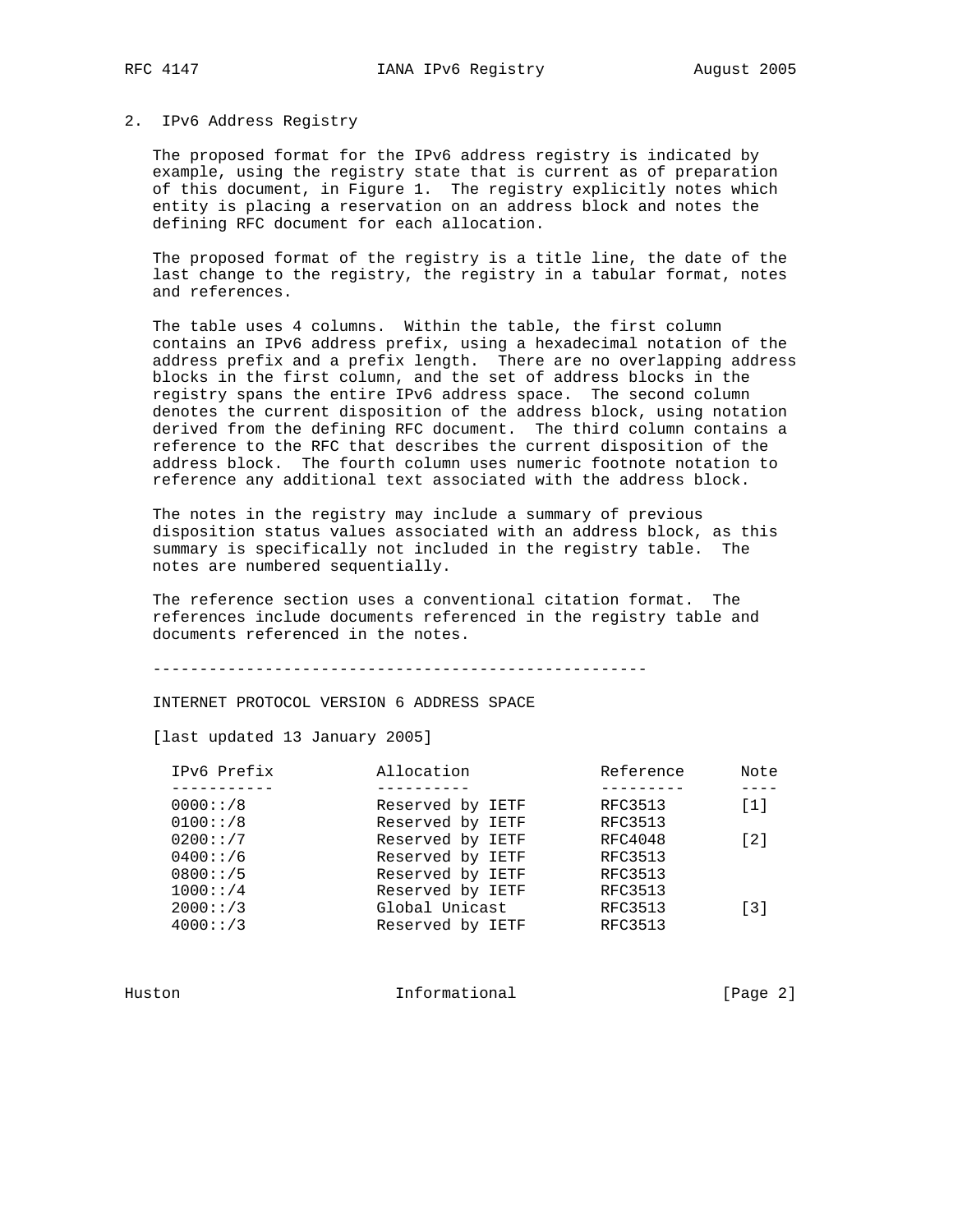## 2. IPv6 Address Registry

The proposed format for the IPv6 address registry is indicated by example, using the registry state that is current as of preparation of this document, in Figure 1. The registry explicitly notes which entity is placing a reservation on an address block and notes the defining RFC document for each allocation.

The proposed format of the registry is a title line, the date of the last change to the registry, the registry in a tabular format, notes and references.

The table uses 4 columns. Within the table, the first column contains an IPv6 address prefix, using a hexadecimal notation of the address prefix and a prefix length. There are no overlapping address blocks in the first column, and the set of address blocks in the registry spans the entire IPv6 address space. The second column denotes the current disposition of the address block, using notation derived from the defining RFC document. The third column contains a reference to the RFC that describes the current disposition of the address block. The fourth column uses numeric footnote notation to reference any additional text associated with the address block.

The notes in the registry may include a summary of previous disposition status values associated with an address block, as this summary is specifically not included in the registry table. The notes are numbered sequentially.

The reference section uses a conventional citation format. The references include documents referenced in the registry table and documents referenced in the notes.

-----------------------------------------------------

INTERNET PROTOCOL VERSION 6 ADDRESS SPACE

[last updated 13 January 2005]

| IPv6 Prefix | Allocation | Reference | Note |
|---|---|---|---|
| 0000::/8 | Reserved by IETF | RFC3513 | [1] |
| 0100::/8 | Reserved by IETF | RFC3513 | |
| 0200::/7 | Reserved by IETF | RFC4048 | [2] |
| 0400::/6 | Reserved by IETF | RFC3513 | |
| 0800::/5 | Reserved by IETF | RFC3513 | |
| 1000::/4 | Reserved by IETF | RFC3513 | |
| 2000::/3 | Global Unicast | RFC3513 | [3] |
| 4000::/3 | Reserved by IETF | RFC3513 | |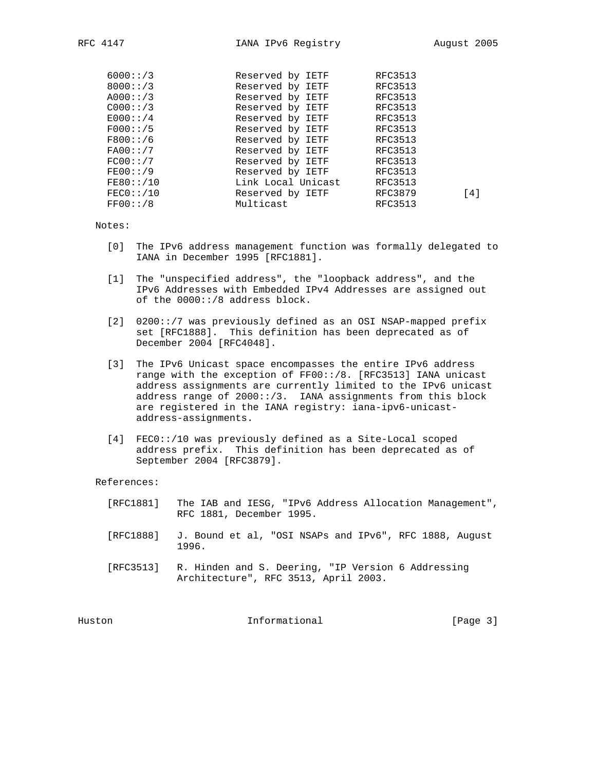| | | | |
|---|---|---|---|
| 6000::/3 | Reserved by IETF | RFC3513 | |
| 8000::/3 | Reserved by IETF | RFC3513 | |
| A000::/3 | Reserved by IETF | RFC3513 | |
| C000::/3 | Reserved by IETF | RFC3513 | |
| E000::/4 | Reserved by IETF | RFC3513 | |
| F000::/5 | Reserved by IETF | RFC3513 | |
| F800::/6 | Reserved by IETF | RFC3513 | |
| FA00::/7 | Reserved by IETF | RFC3513 | |
| FC00::/7 | Reserved by IETF | RFC3513 | |
| FE00::/9 | Reserved by IETF | RFC3513 | |
| FE80::/10 | Link Local Unicast | RFC3513 | |
| FEC0::/10 | Reserved by IETF | RFC3879 | [4] |
| FF00::/8 | Multicast | RFC3513 | |

Notes:

[0] The IPv6 address management function was formally delegated to IANA in December 1995 [RFC1881].

[1] The "unspecified address", the "loopback address", and the IPv6 Addresses with Embedded IPv4 Addresses are assigned out of the 0000::/8 address block.

[2] 0200::/7 was previously defined as an OSI NSAP-mapped prefix set [RFC1888]. This definition has been deprecated as of December 2004 [RFC4048].

[3] The IPv6 Unicast space encompasses the entire IPv6 address range with the exception of FF00::/8. [RFC3513] IANA unicast address assignments are currently limited to the IPv6 unicast address range of 2000::/3. IANA assignments from this block are registered in the IANA registry: iana-ipv6-unicast-address-assignments.

[4] FEC0::/10 was previously defined as a Site-Local scoped address prefix. This definition has been deprecated as of September 2004 [RFC3879].

References:

[RFC1881] The IAB and IESG, "IPv6 Address Allocation Management", RFC 1881, December 1995.

[RFC1888] J. Bound et al, "OSI NSAPs and IPv6", RFC 1888, August 1996.

[RFC3513] R. Hinden and S. Deering, "IP Version 6 Addressing Architecture", RFC 3513, April 2003.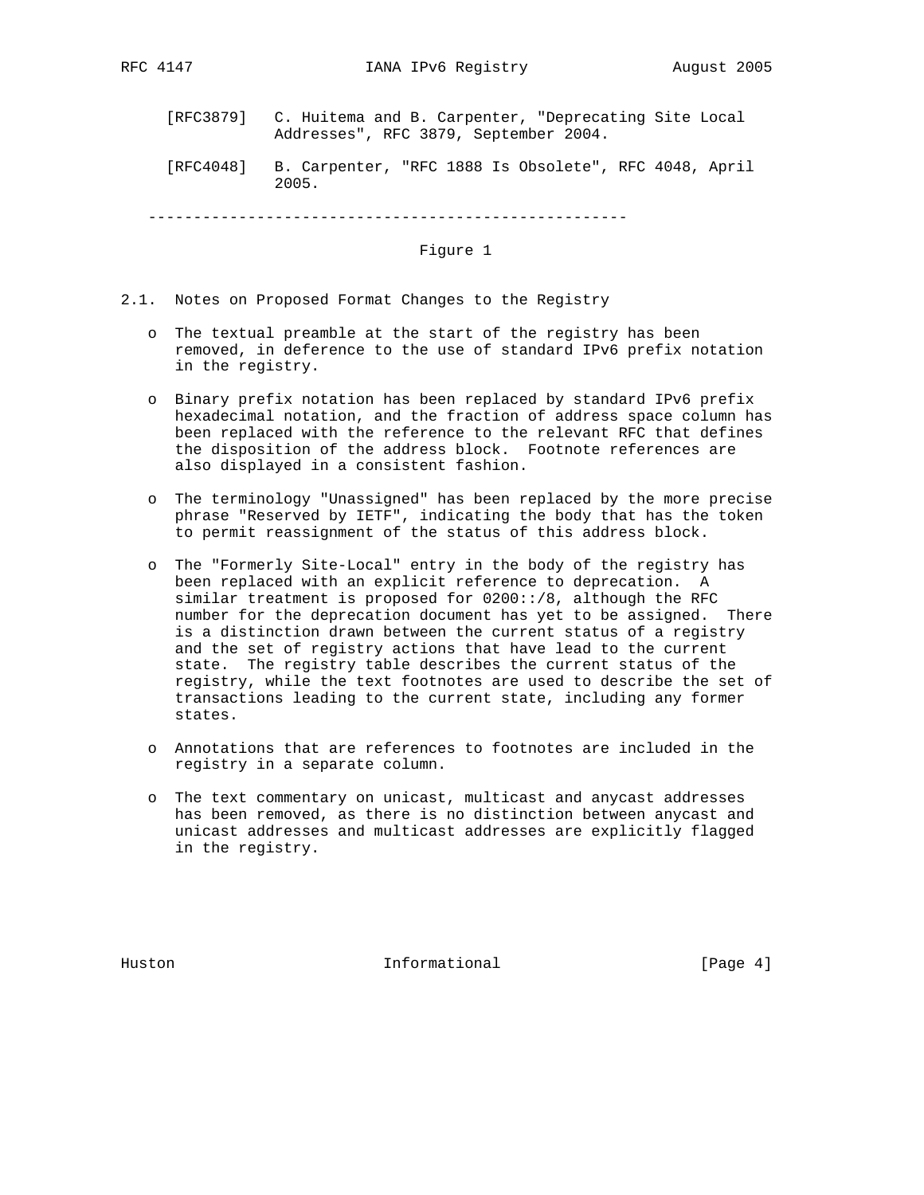[RFC3879] C. Huitema and B. Carpenter, "Deprecating Site Local Addresses", RFC 3879, September 2004.

[RFC4048] B. Carpenter, "RFC 1888 Is Obsolete", RFC 4048, April 2005.

-----------------------------------------------------

Figure 1

### 2.1. Notes on Proposed Format Changes to the Registry

- The textual preamble at the start of the registry has been removed, in deference to the use of standard IPv6 prefix notation in the registry.

- Binary prefix notation has been replaced by standard IPv6 prefix hexadecimal notation, and the fraction of address space column has been replaced with the reference to the relevant RFC that defines the disposition of the address block. Footnote references are also displayed in a consistent fashion.

- The terminology "Unassigned" has been replaced by the more precise phrase "Reserved by IETF", indicating the body that has the token to permit reassignment of the status of this address block.

- The "Formerly Site-Local" entry in the body of the registry has been replaced with an explicit reference to deprecation. A similar treatment is proposed for 0200::/8, although the RFC number for the deprecation document has yet to be assigned. There is a distinction drawn between the current status of a registry and the set of registry actions that have lead to the current state. The registry table describes the current status of the registry, while the text footnotes are used to describe the set of transactions leading to the current state, including any former states.

- Annotations that are references to footnotes are included in the registry in a separate column.

- The text commentary on unicast, multicast and anycast addresses has been removed, as there is no distinction between anycast and unicast addresses and multicast addresses are explicitly flagged in the registry.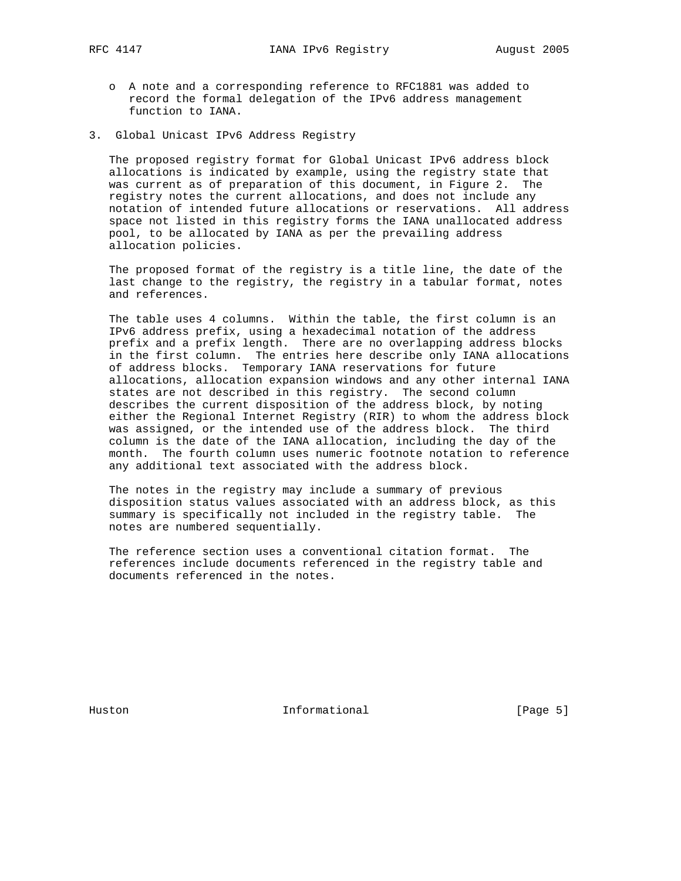- A note and a corresponding reference to RFC1881 was added to record the formal delegation of the IPv6 address management function to IANA.

## 3. Global Unicast IPv6 Address Registry

The proposed registry format for Global Unicast IPv6 address block allocations is indicated by example, using the registry state that was current as of preparation of this document, in Figure 2. The registry notes the current allocations, and does not include any notation of intended future allocations or reservations. All address space not listed in this registry forms the IANA unallocated address pool, to be allocated by IANA as per the prevailing address allocation policies.

The proposed format of the registry is a title line, the date of the last change to the registry, the registry in a tabular format, notes and references.

The table uses 4 columns. Within the table, the first column is an IPv6 address prefix, using a hexadecimal notation of the address prefix and a prefix length. There are no overlapping address blocks in the first column. The entries here describe only IANA allocations of address blocks. Temporary IANA reservations for future allocations, allocation expansion windows and any other internal IANA states are not described in this registry. The second column describes the current disposition of the address block, by noting either the Regional Internet Registry (RIR) to whom the address block was assigned, or the intended use of the address block. The third column is the date of the IANA allocation, including the day of the month. The fourth column uses numeric footnote notation to reference any additional text associated with the address block.

The notes in the registry may include a summary of previous disposition status values associated with an address block, as this summary is specifically not included in the registry table. The notes are numbered sequentially.

The reference section uses a conventional citation format. The references include documents referenced in the registry table and documents referenced in the notes.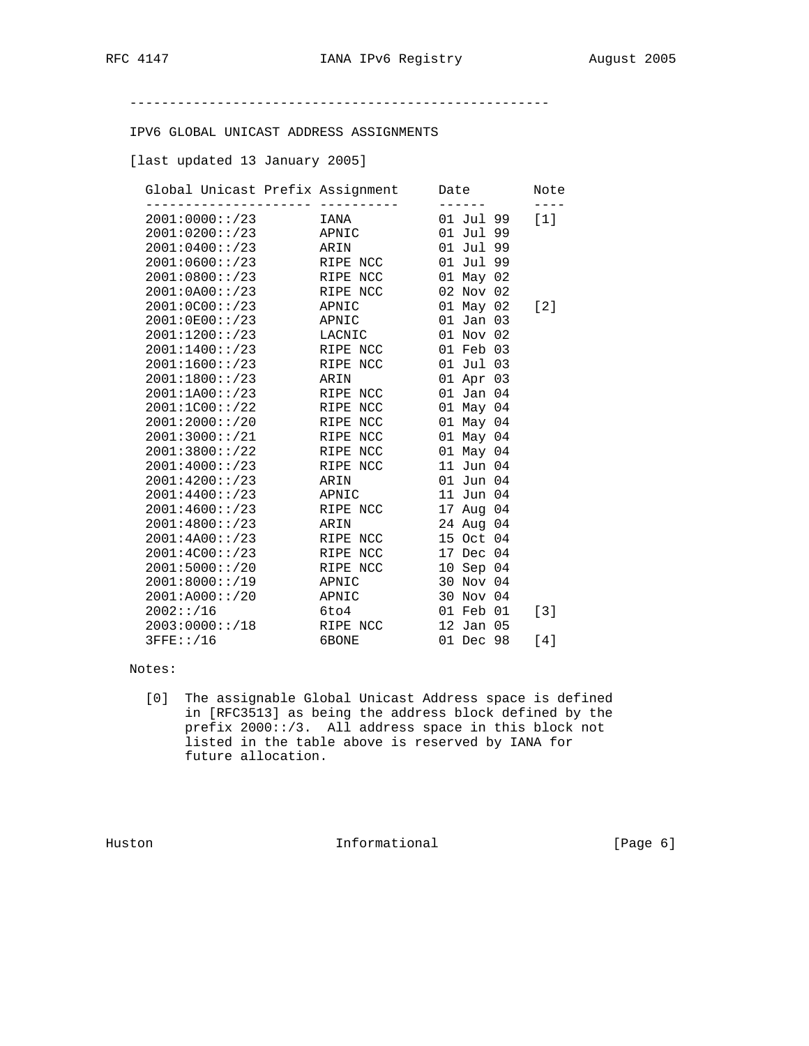---

IPV6 GLOBAL UNICAST ADDRESS ASSIGNMENTS

[last updated 13 January 2005]

| Global Unicast Prefix | Assignment | Date | Note |
|---|---|---|---|
| 2001:0000::/23 | IANA | 01 Jul 99 | [1] |
| 2001:0200::/23 | APNIC | 01 Jul 99 | |
| 2001:0400::/23 | ARIN | 01 Jul 99 | |
| 2001:0600::/23 | RIPE NCC | 01 Jul 99 | |
| 2001:0800::/23 | RIPE NCC | 01 May 02 | |
| 2001:0A00::/23 | RIPE NCC | 02 Nov 02 | |
| 2001:0C00::/23 | APNIC | 01 May 02 | [2] |
| 2001:0E00::/23 | APNIC | 01 Jan 03 | |
| 2001:1200::/23 | LACNIC | 01 Nov 02 | |
| 2001:1400::/23 | RIPE NCC | 01 Feb 03 | |
| 2001:1600::/23 | RIPE NCC | 01 Jul 03 | |
| 2001:1800::/23 | ARIN | 01 Apr 03 | |
| 2001:1A00::/23 | RIPE NCC | 01 Jan 04 | |
| 2001:1C00::/22 | RIPE NCC | 01 May 04 | |
| 2001:2000::/20 | RIPE NCC | 01 May 04 | |
| 2001:3000::/21 | RIPE NCC | 01 May 04 | |
| 2001:3800::/22 | RIPE NCC | 01 May 04 | |
| 2001:4000::/23 | RIPE NCC | 11 Jun 04 | |
| 2001:4200::/23 | ARIN | 01 Jun 04 | |
| 2001:4400::/23 | APNIC | 11 Jun 04 | |
| 2001:4600::/23 | RIPE NCC | 17 Aug 04 | |
| 2001:4800::/23 | ARIN | 24 Aug 04 | |
| 2001:4A00::/23 | RIPE NCC | 15 Oct 04 | |
| 2001:4C00::/23 | RIPE NCC | 17 Dec 04 | |
| 2001:5000::/20 | RIPE NCC | 10 Sep 04 | |
| 2001:8000::/19 | APNIC | 30 Nov 04 | |
| 2001:A000::/20 | APNIC | 30 Nov 04 | |
| 2002::/16 | 6to4 | 01 Feb 01 | [3] |
| 2003:0000::/18 | RIPE NCC | 12 Jan 05 | |
| 3FFE::/16 | 6BONE | 01 Dec 98 | [4] |

Notes:

[0] The assignable Global Unicast Address space is defined in [RFC3513] as being the address block defined by the prefix 2000::/3. All address space in this block not listed in the table above is reserved by IANA for future allocation.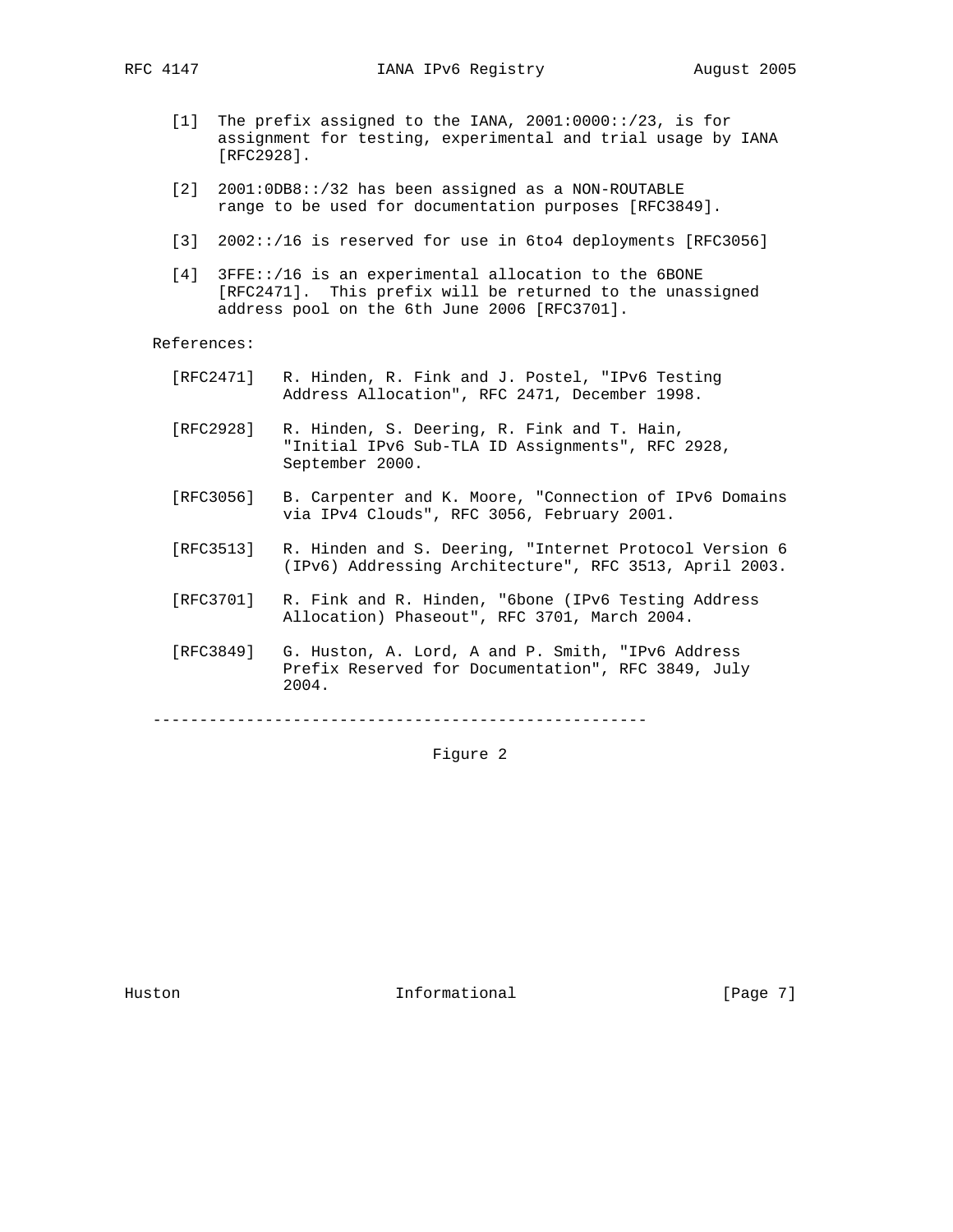[1] The prefix assigned to the IANA, 2001:0000::/23, is for assignment for testing, experimental and trial usage by IANA [RFC2928].

[2] 2001:0DB8::/32 has been assigned as a NON-ROUTABLE range to be used for documentation purposes [RFC3849].

[3] 2002::/16 is reserved for use in 6to4 deployments [RFC3056]

[4] 3FFE::/16 is an experimental allocation to the 6BONE [RFC2471]. This prefix will be returned to the unassigned address pool on the 6th June 2006 [RFC3701].

References:

[RFC2471] R. Hinden, R. Fink and J. Postel, "IPv6 Testing Address Allocation", RFC 2471, December 1998.

[RFC2928] R. Hinden, S. Deering, R. Fink and T. Hain, "Initial IPv6 Sub-TLA ID Assignments", RFC 2928, September 2000.

[RFC3056] B. Carpenter and K. Moore, "Connection of IPv6 Domains via IPv4 Clouds", RFC 3056, February 2001.

[RFC3513] R. Hinden and S. Deering, "Internet Protocol Version 6 (IPv6) Addressing Architecture", RFC 3513, April 2003.

[RFC3701] R. Fink and R. Hinden, "6bone (IPv6 Testing Address Allocation) Phaseout", RFC 3701, March 2004.

[RFC3849] G. Huston, A. Lord, A and P. Smith, "IPv6 Address Prefix Reserved for Documentation", RFC 3849, July 2004.

-----------------------------------------------------

Figure 2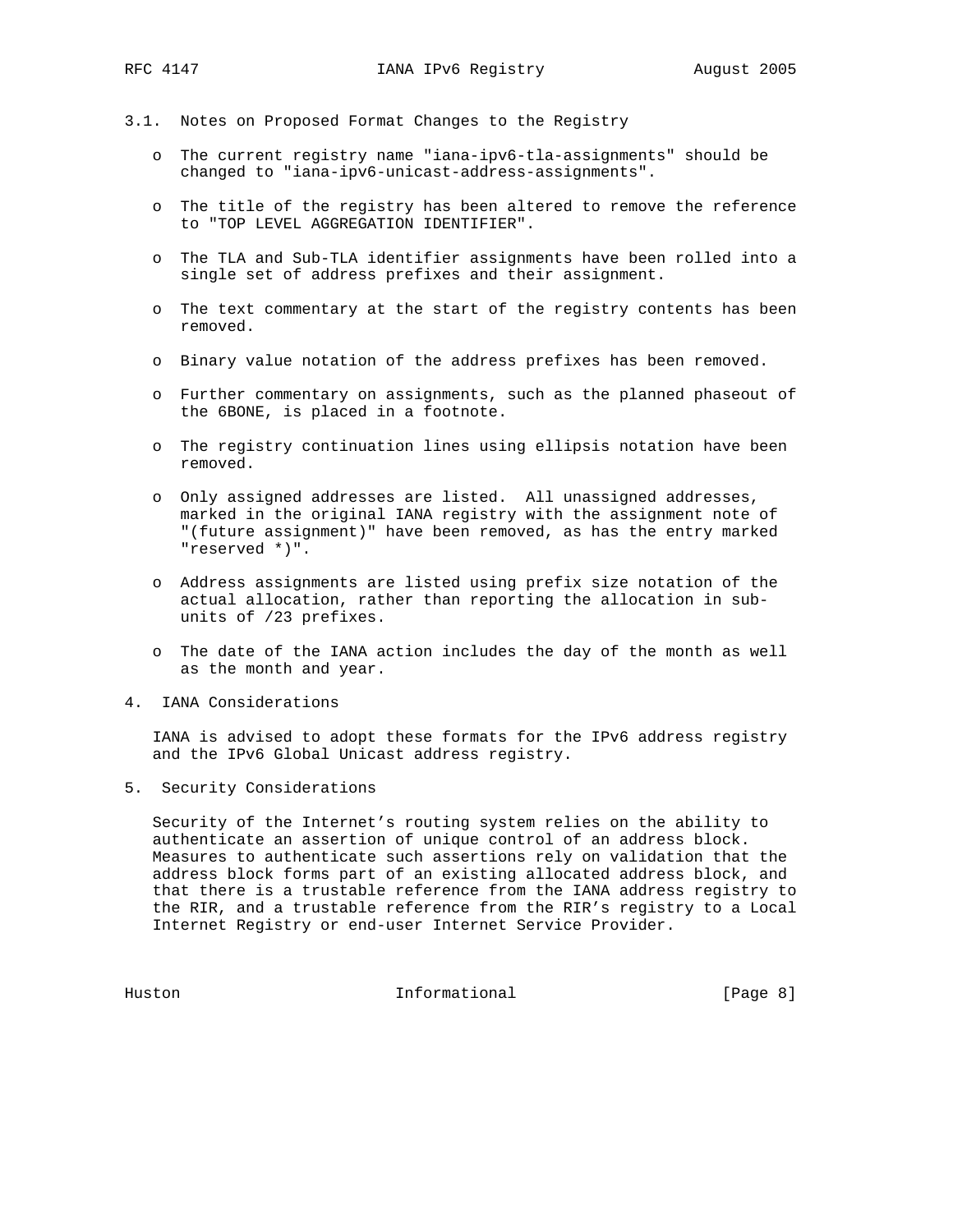### 3.1. Notes on Proposed Format Changes to the Registry

- The current registry name "iana-ipv6-tla-assignments" should be changed to "iana-ipv6-unicast-address-assignments".

- The title of the registry has been altered to remove the reference to "TOP LEVEL AGGREGATION IDENTIFIER".

- The TLA and Sub-TLA identifier assignments have been rolled into a single set of address prefixes and their assignment.

- The text commentary at the start of the registry contents has been removed.

- Binary value notation of the address prefixes has been removed.

- Further commentary on assignments, such as the planned phaseout of the 6BONE, is placed in a footnote.

- The registry continuation lines using ellipsis notation have been removed.

- Only assigned addresses are listed. All unassigned addresses, marked in the original IANA registry with the assignment note of "(future assignment)" have been removed, as has the entry marked "reserved *)".

- Address assignments are listed using prefix size notation of the actual allocation, rather than reporting the allocation in sub-units of /23 prefixes.

- The date of the IANA action includes the day of the month as well as the month and year.

## 4. IANA Considerations

IANA is advised to adopt these formats for the IPv6 address registry and the IPv6 Global Unicast address registry.

## 5. Security Considerations

Security of the Internet's routing system relies on the ability to authenticate an assertion of unique control of an address block. Measures to authenticate such assertions rely on validation that the address block forms part of an existing allocated address block, and that there is a trustable reference from the IANA address registry to the RIR, and a trustable reference from the RIR's registry to a Local Internet Registry or end-user Internet Service Provider.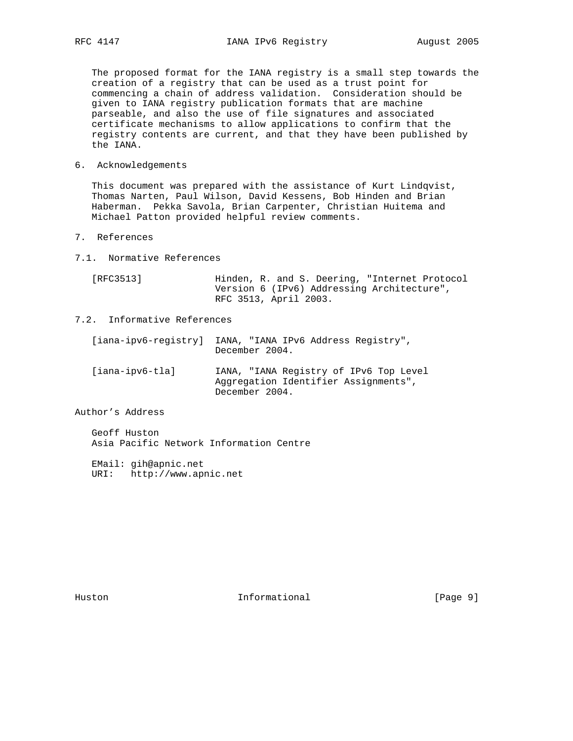The proposed format for the IANA registry is a small step towards the creation of a registry that can be used as a trust point for commencing a chain of address validation. Consideration should be given to IANA registry publication formats that are machine parseable, and also the use of file signatures and associated certificate mechanisms to allow applications to confirm that the registry contents are current, and that they have been published by the IANA.

## 6. Acknowledgements

This document was prepared with the assistance of Kurt Lindqvist, Thomas Narten, Paul Wilson, David Kessens, Bob Hinden and Brian Haberman. Pekka Savola, Brian Carpenter, Christian Huitema and Michael Patton provided helpful review comments.

## 7. References

### 7.1. Normative References

[RFC3513] Hinden, R. and S. Deering, "Internet Protocol Version 6 (IPv6) Addressing Architecture", RFC 3513, April 2003.

### 7.2. Informative References

[iana-ipv6-registry] IANA, "IANA IPv6 Address Registry", December 2004.

[iana-ipv6-tla] IANA, "IANA Registry of IPv6 Top Level Aggregation Identifier Assignments", December 2004.

## Author's Address

Geoff Huston
Asia Pacific Network Information Centre

EMail: gih@apnic.net
URI: http://www.apnic.net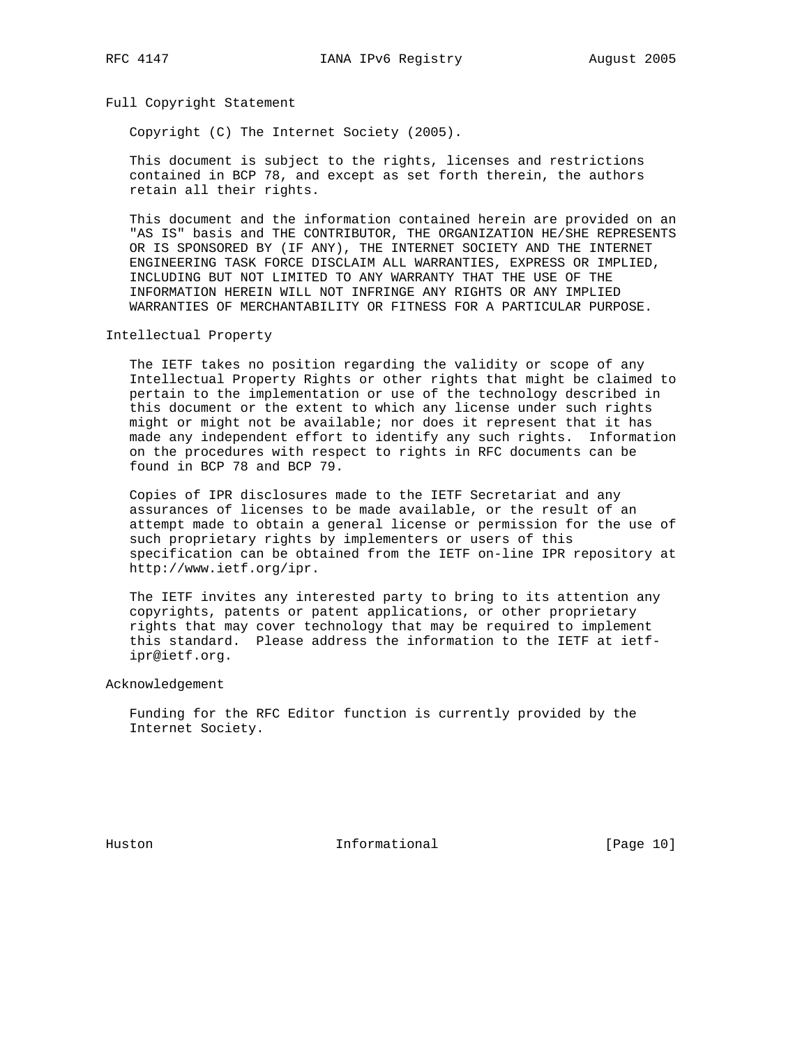## Full Copyright Statement

Copyright (C) The Internet Society (2005).

This document is subject to the rights, licenses and restrictions contained in BCP 78, and except as set forth therein, the authors retain all their rights.

This document and the information contained herein are provided on an "AS IS" basis and THE CONTRIBUTOR, THE ORGANIZATION HE/SHE REPRESENTS OR IS SPONSORED BY (IF ANY), THE INTERNET SOCIETY AND THE INTERNET ENGINEERING TASK FORCE DISCLAIM ALL WARRANTIES, EXPRESS OR IMPLIED, INCLUDING BUT NOT LIMITED TO ANY WARRANTY THAT THE USE OF THE INFORMATION HEREIN WILL NOT INFRINGE ANY RIGHTS OR ANY IMPLIED WARRANTIES OF MERCHANTABILITY OR FITNESS FOR A PARTICULAR PURPOSE.

## Intellectual Property

The IETF takes no position regarding the validity or scope of any Intellectual Property Rights or other rights that might be claimed to pertain to the implementation or use of the technology described in this document or the extent to which any license under such rights might or might not be available; nor does it represent that it has made any independent effort to identify any such rights. Information on the procedures with respect to rights in RFC documents can be found in BCP 78 and BCP 79.

Copies of IPR disclosures made to the IETF Secretariat and any assurances of licenses to be made available, or the result of an attempt made to obtain a general license or permission for the use of such proprietary rights by implementers or users of this specification can be obtained from the IETF on-line IPR repository at http://www.ietf.org/ipr.

The IETF invites any interested party to bring to its attention any copyrights, patents or patent applications, or other proprietary rights that may cover technology that may be required to implement this standard. Please address the information to the IETF at ietf-ipr@ietf.org.

## Acknowledgement

Funding for the RFC Editor function is currently provided by the Internet Society.